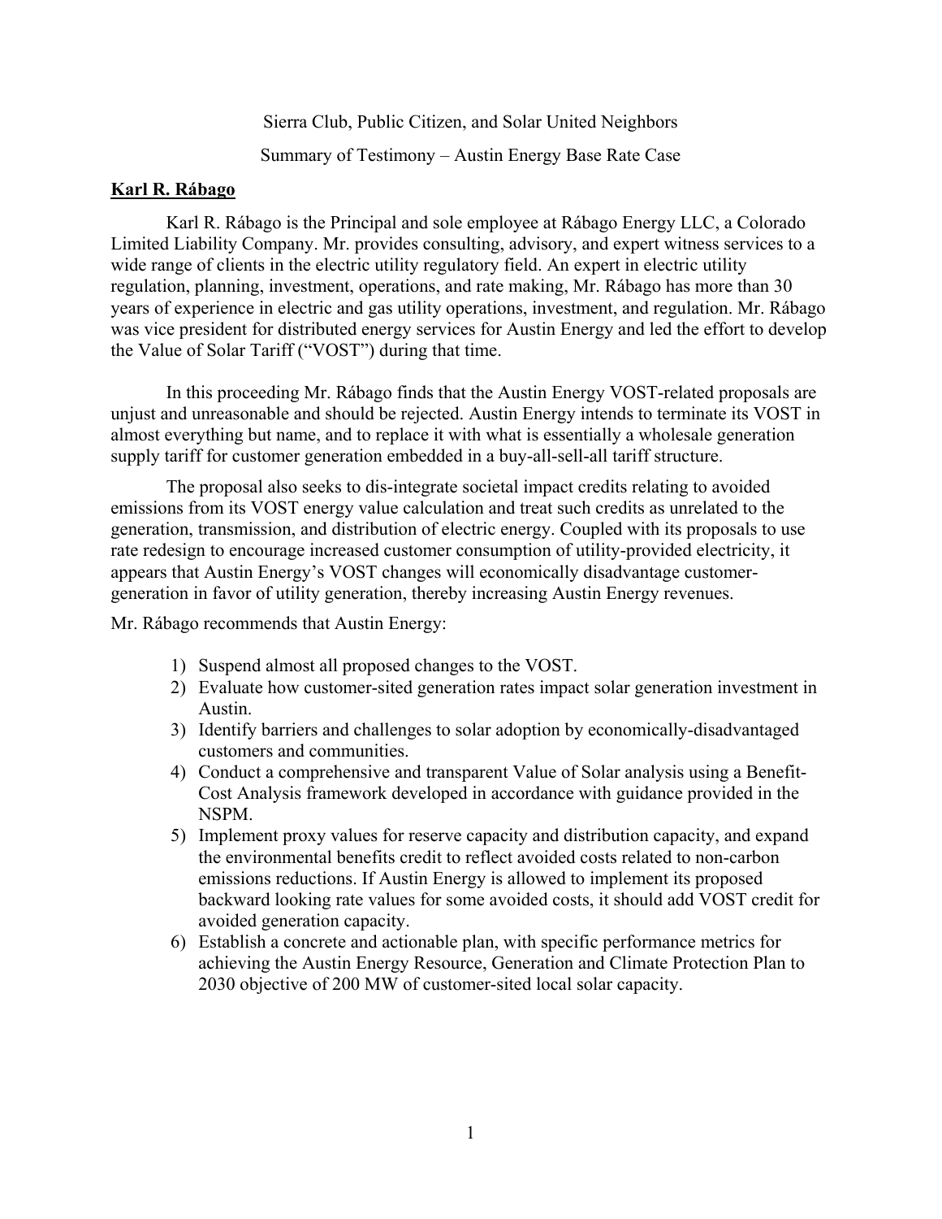Sierra Club, Public Citizen, and Solar United Neighbors

Summary of Testimony – Austin Energy Base Rate Case

**Karl R. Rábago**

Karl R. Rábago is the Principal and sole employee at Rábago Energy LLC, a Colorado Limited Liability Company. Mr. provides consulting, advisory, and expert witness services to a wide range of clients in the electric utility regulatory field. An expert in electric utility regulation, planning, investment, operations, and rate making, Mr. Rábago has more than 30 years of experience in electric and gas utility operations, investment, and regulation. Mr. Rábago was vice president for distributed energy services for Austin Energy and led the effort to develop the Value of Solar Tariff ("VOST") during that time.

In this proceeding Mr. Rábago finds that the Austin Energy VOST-related proposals are unjust and unreasonable and should be rejected. Austin Energy intends to terminate its VOST in almost everything but name, and to replace it with what is essentially a wholesale generation supply tariff for customer generation embedded in a buy-all-sell-all tariff structure.

The proposal also seeks to dis-integrate societal impact credits relating to avoided emissions from its VOST energy value calculation and treat such credits as unrelated to the generation, transmission, and distribution of electric energy. Coupled with its proposals to use rate redesign to encourage increased customer consumption of utility-provided electricity, it appears that Austin Energy's VOST changes will economically disadvantage customer-generation in favor of utility generation, thereby increasing Austin Energy revenues.

Mr. Rábago recommends that Austin Energy:

1) Suspend almost all proposed changes to the VOST.
2) Evaluate how customer-sited generation rates impact solar generation investment in Austin.
3) Identify barriers and challenges to solar adoption by economically-disadvantaged customers and communities.
4) Conduct a comprehensive and transparent Value of Solar analysis using a Benefit-Cost Analysis framework developed in accordance with guidance provided the NSPM.
5) Implement proxy values for reserve capacity and distribution capacity, and expand the environmental benefits credit to reflect avoided costs related to non-carbon emissions reductions. If Austin Energy is allowed to implement its proposed backward looking rate values for some avoided costs, it should add VOST credit for avoided generation capacity.
6) Establish a concrete and actionable plan, with specific performance metrics for achieving the Austin Energy Resource, Generation and Climate Protection Plan to 2030 objective of 200 MW of customer-sited local solar capacity.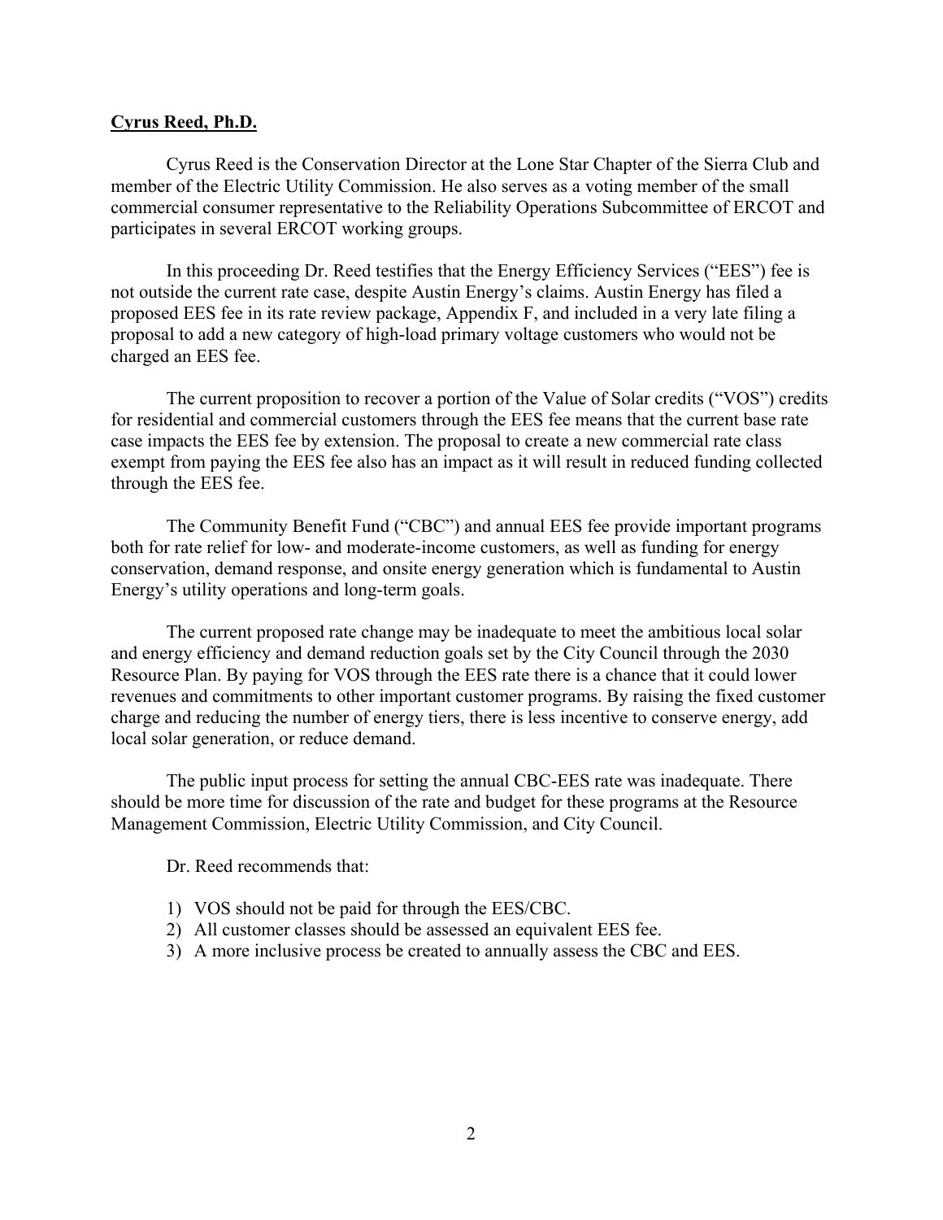**Cyrus Reed, Ph.D.**

Cyrus Reed is the Conservation Director at the Lone Star Chapter of the Sierra Club and member of the Electric Utility Commission. He also serves as a voting member of the small commercial consumer representative to the Reliability Operations Subcommittee of ERCOT and participates in several ERCOT working groups.

In this proceeding Dr. Reed testifies that the Energy Efficiency Services ("EES") fee is not outside the current rate case, despite Austin Energy's claims. Austin Energy has filed a proposed EES fee in its rate review package, Appendix F, and included in a very late filing a proposal to add a new category of high-load primary voltage customers who would not be charged an EES fee.

The current proposition to recover a portion of the Value of Solar credits ("VOS") credits for residential and commercial customers through the EES fee means that the current base rate case impacts the EES fee by extension. The proposal to create a new commercial rate class exempt from paying the EES fee also has an impact as it will result in reduced funding collected through the EES fee.

The Community Benefit Fund ("CBC") and annual EES fee provide important programs both for rate relief for low- and moderate-income customers, as well as funding for energy conservation, demand response, and onsite energy generation which is fundamental to Austin Energy's utility operations and long-term goals.

The current proposed rate change may be inadequate to meet the ambitious local solar and energy efficiency and demand reduction goals set by the City Council through the 2030 Resource Plan. By paying for VOS through the EES rate there is a chance that it could lower revenues and commitments to other important customer programs. By raising the fixed customer charge and reducing the number of energy tiers, there is less incentive to conserve energy, add local solar generation, or reduce demand.

The public input process for setting the annual CBC-EES rate was inadequate. There should be more time for discussion of the rate and budget for these programs at the Resource Management Commission, Electric Utility Commission, and City Council.

Dr. Reed recommends that:

1) VOS should not be paid for through the EES/CBC.
2) All customer classes should be assessed an equivalent EES fee.
3) A more inclusive process be created to annually assess the CBC and EES.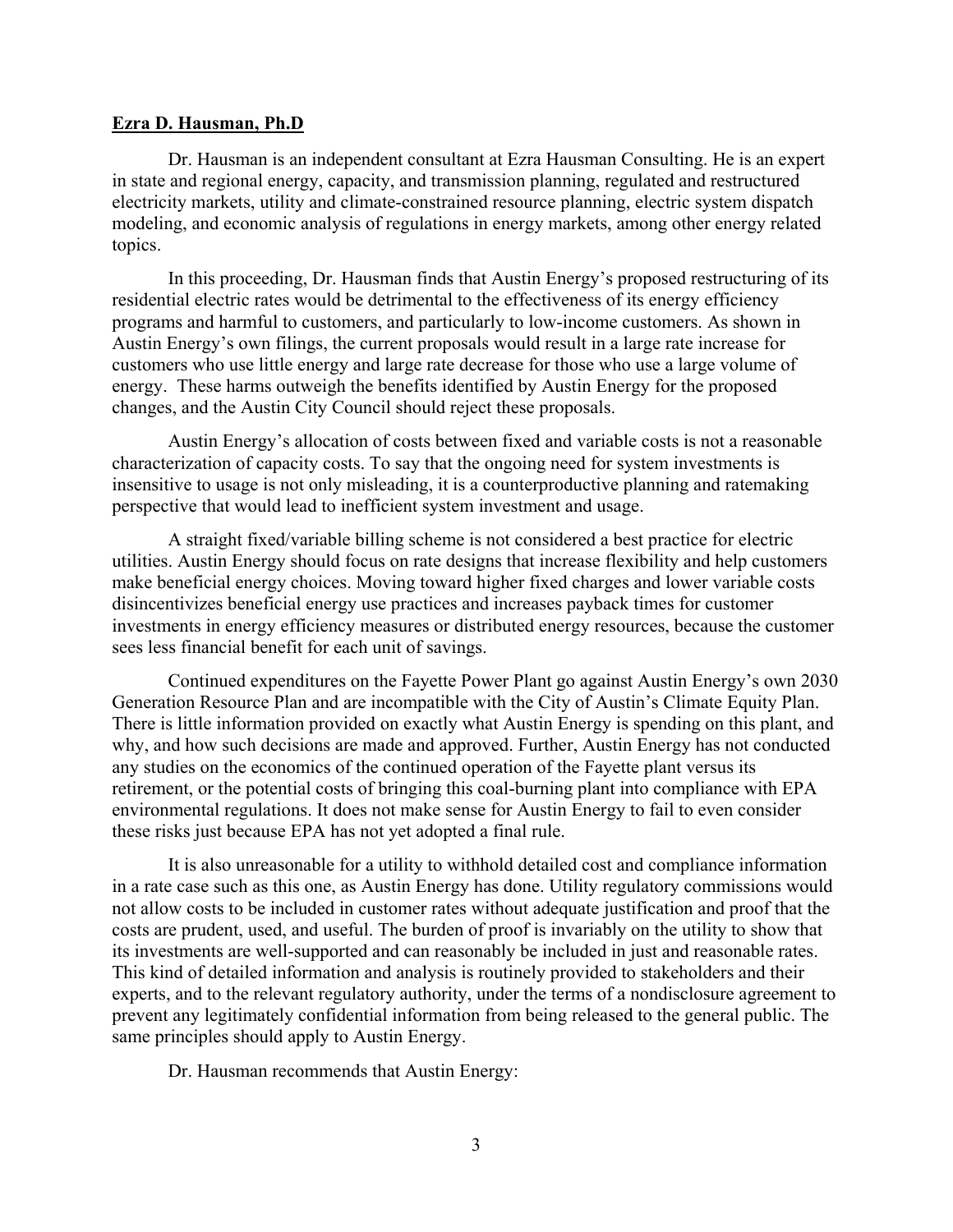**Ezra D. Hausman, Ph.D**

Dr. Hausman is an independent consultant at Ezra Hausman Consulting. He is an expert in state and regional energy, capacity, and transmission planning, regulated and restructured electricity markets, utility and climate-constrained resource planning, electric system dispatch modeling, and economic analysis of regulations in energy markets, among other energy related topics.

In this proceeding, Dr. Hausman finds that Austin Energy's proposed restructuring of its residential electric rates would be detrimental to the effectiveness of its energy efficiency programs and harmful to customers, and particularly to low-income customers. As shown in Austin Energy's own filings, the current proposals would result in a large rate increase for customers who use little energy and large rate decrease for those who use a large volume of energy. These harms outweigh the benefits identified by Austin Energy for the proposed changes, and the Austin City Council should reject these proposals.

Austin Energy's allocation of costs between fixed and variable costs is not a reasonable characterization of capacity costs. To say that the ongoing need for system investments is insensitive to usage is not only misleading, it is a counterproductive planning and ratemaking perspective that would lead to inefficient system investment and usage.

A straight fixed/variable billing scheme is not considered a best practice for electric utilities. Austin Energy should focus on rate designs that increase flexibility and help customers make beneficial energy choices. Moving toward higher fixed charges and lower variable costs disincentivizes beneficial energy use practices and increases payback times for customer investments in energy efficiency measures or distributed energy resources, because the customer sees less financial benefit for each unit of savings.

Continued expenditures on the Fayette Power Plant go against Austin Energy's own 2030 Generation Resource Plan and are incompatible with the City of Austin's Climate Equity Plan. There is little information provided on exactly what Austin Energy is spending on this plant, and why, and how such decisions are made and approved. Further, Austin Energy has not conducted any studies on the economics of the continued operation of the Fayette plant versus its retirement, or the potential costs of bringing this coal-burning plant into compliance with EPA environmental regulations. It does not make sense for Austin Energy to fail to even consider these risks just because EPA has not yet adopted a final rule.

It is also unreasonable for a utility to withhold detailed cost and compliance information in a rate case such as this one, as Austin Energy has done. Utility regulatory commissions would not allow costs to be included in customer rates without adequate justification and proof that the costs are prudent, used, and useful. The burden of proof is invariably on the utility to show that its investments are well-supported and can reasonably be included in just and reasonable rates. This kind of detailed information and analysis is routinely provided to stakeholders and their experts, and to the relevant regulatory authority, under the terms of a nondisclosure agreement to prevent any legitimately confidential information from being released to the general public. The same principles should apply to Austin Energy.

Dr. Hausman recommends that Austin Energy: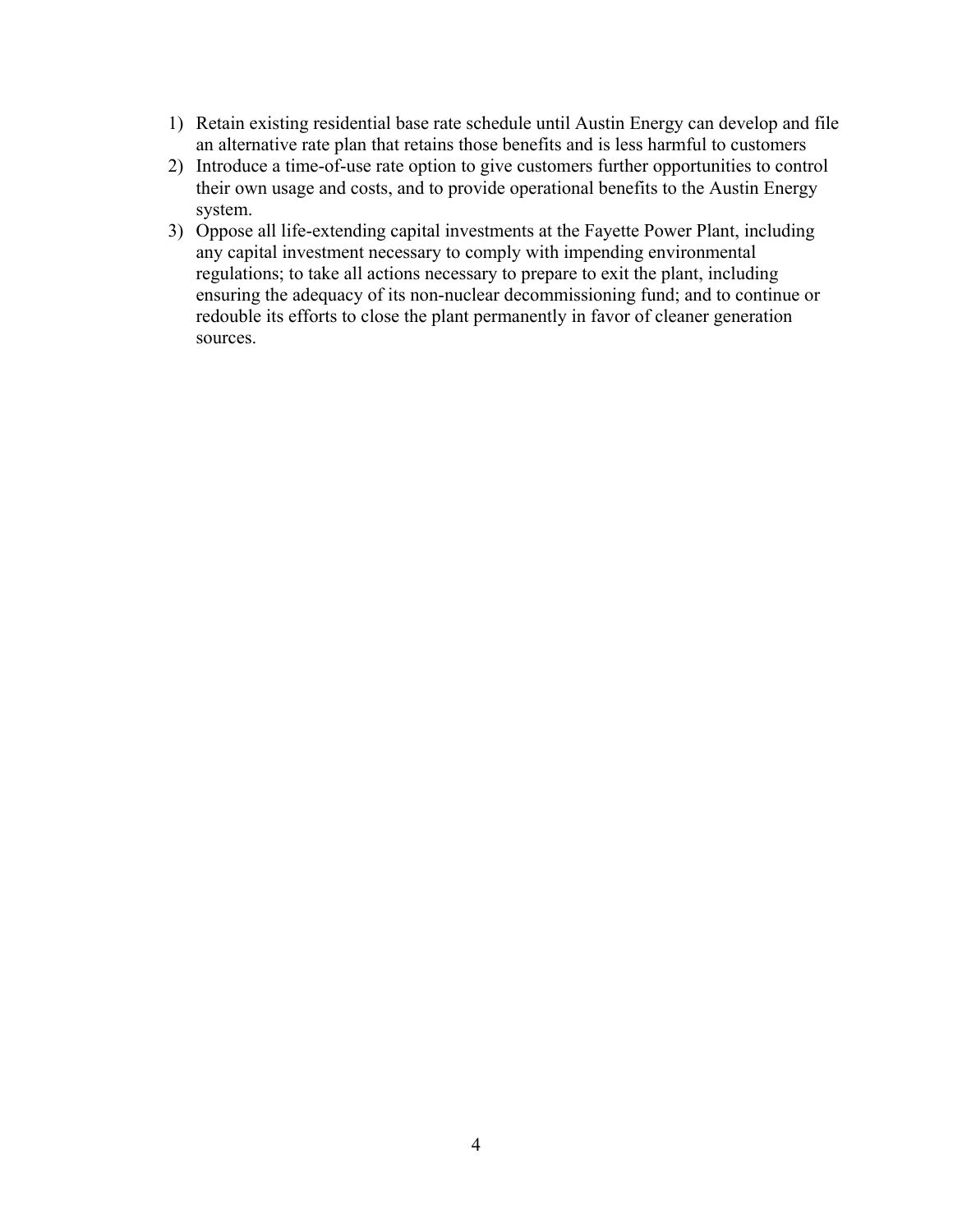1) Retain existing residential base rate schedule until Austin Energy can develop and file an alternative rate plan that retains those benefits and is less harmful to customers
2) Introduce a time-of-use rate option to give customers further opportunities to control their own usage and costs, and to provide operational benefits to the Austin Energy system.
3) Oppose all life-extending capital investments at the Fayette Power Plant, including any capital investment necessary to comply with impending environmental regulations; to take all actions necessary to prepare to exit the plant, including ensuring the adequacy of its non-nuclear decommissioning fund; and to continue or redouble its efforts to close the plant permanently in favor of cleaner generation sources.